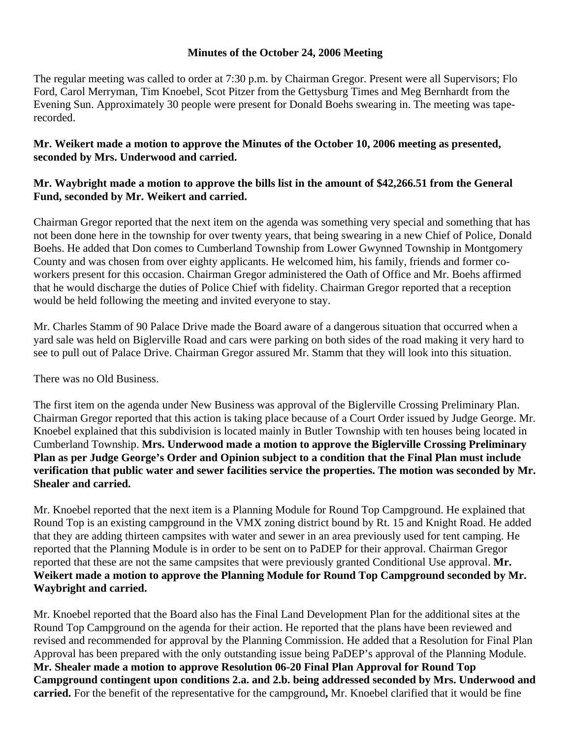**Minutes of the October 24, 2006 Meeting**

The regular meeting was called to order at 7:30 p.m. by Chairman Gregor. Present were all Supervisors; Flo Ford, Carol Merryman, Tim Knoebel, Scot Pitzer from the Gettysburg Times and Meg Bernhardt from the Evening Sun. Approximately 30 people were present for Donald Boehs swearing in. The meeting was tape-recorded.

**Mr. Weikert made a motion to approve the Minutes of the October 10, 2006 meeting as presented, seconded by Mrs. Underwood and carried.**

**Mr. Waybright made a motion to approve the bills list in the amount of $42,266.51 from the General Fund, seconded by Mr. Weikert and carried.**

Chairman Gregor reported that the next item on the agenda was something very special and something that has not been done here in the township for over twenty years, that being swearing in a new Chief of Police, Donald Boehs. He added that Don comes to Cumberland Township from Lower Gwynned Township in Montgomery County and was chosen from over eighty applicants. He welcomed him, his family, friends and former co-workers present for this occasion. Chairman Gregor administered the Oath of Office and Mr. Boehs affirmed that he would discharge the duties of Police Chief with fidelity. Chairman Gregor reported that a reception would be held following the meeting and invited everyone to stay.

Mr. Charles Stamm of 90 Palace Drive made the Board aware of a dangerous situation that occurred when a yard sale was held on Biglerville Road and cars were parking on both sides of the road making it very hard to see to pull out of Palace Drive. Chairman Gregor assured Mr. Stamm that they will look into this situation.

There was no Old Business.

The first item on the agenda under New Business was approval of the Biglerville Crossing Preliminary Plan. Chairman Gregor reported that this action is taking place because of a Court Order issued by Judge George. Mr. Knoebel explained that this subdivision is located mainly in Butler Township with ten houses being located in Cumberland Township. **Mrs. Underwood made a motion to approve the Biglerville Crossing Preliminary Plan as per Judge George's Order and Opinion subject to a condition that the Final Plan must include verification that public water and sewer facilities service the properties. The motion was seconded by Mr. Shealer and carried.**

Mr. Knoebel reported that the next item is a Planning Module for Round Top Campground. He explained that Round Top is an existing campground in the VMX zoning district bound by Rt. 15 and Knight Road. He added that they are adding thirteen campsites with water and sewer in an area previously used for tent camping. He reported that the Planning Module is in order to be sent on to PaDEP for their approval. Chairman Gregor reported that these are not the same campsites that were previously granted Conditional Use approval. **Mr. Weikert made a motion to approve the Planning Module for Round Top Campground seconded by Mr. Waybright and carried.**

Mr. Knoebel reported that the Board also has the Final Land Development Plan for the additional sites at the Round Top Campground on the agenda for their action. He reported that the plans have been reviewed and revised and recommended for approval by the Planning Commission. He added that a Resolution for Final Plan Approval has been prepared with the only outstanding issue being PaDEP's approval of the Planning Module. **Mr. Shealer made a motion to approve Resolution 06-20 Final Plan Approval for Round Top Campground contingent upon conditions 2.a. and 2.b. being addressed seconded by Mrs. Underwood and carried.** For the benefit of the representative for the campground**,** Mr. Knoebel clarified that it would be fine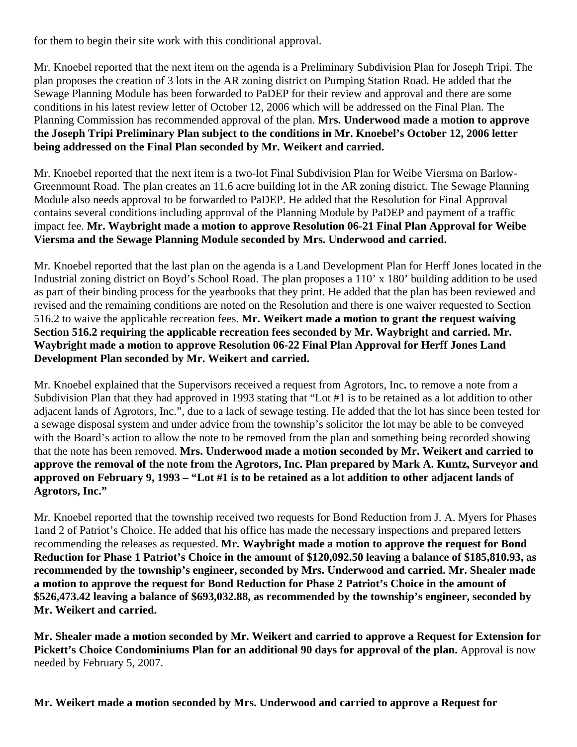for them to begin their site work with this conditional approval.

Mr. Knoebel reported that the next item on the agenda is a Preliminary Subdivision Plan for Joseph Tripi. The plan proposes the creation of 3 lots in the AR zoning district on Pumping Station Road. He added that the Sewage Planning Module has been forwarded to PaDEP for their review and approval and there are some conditions in his latest review letter of October 12, 2006 which will be addressed on the Final Plan. The Planning Commission has recommended approval of the plan. **Mrs. Underwood made a motion to approve the Joseph Tripi Preliminary Plan subject to the conditions in Mr. Knoebel's October 12, 2006 letter being addressed on the Final Plan seconded by Mr. Weikert and carried.**

Mr. Knoebel reported that the next item is a two-lot Final Subdivision Plan for Weibe Viersma on Barlow-Greenmount Road. The plan creates an 11.6 acre building lot in the AR zoning district. The Sewage Planning Module also needs approval to be forwarded to PaDEP. He added that the Resolution for Final Approval contains several conditions including approval of the Planning Module by PaDEP and payment of a traffic impact fee. **Mr. Waybright made a motion to approve Resolution 06-21 Final Plan Approval for Weibe Viersma and the Sewage Planning Module seconded by Mrs. Underwood and carried.**

Mr. Knoebel reported that the last plan on the agenda is a Land Development Plan for Herff Jones located in the Industrial zoning district on Boyd's School Road. The plan proposes a 110' x 180' building addition to be used as part of their binding process for the yearbooks that they print. He added that the plan has been reviewed and revised and the remaining conditions are noted on the Resolution and there is one waiver requested to Section 516.2 to waive the applicable recreation fees. **Mr. Weikert made a motion to grant the request waiving Section 516.2 requiring the applicable recreation fees seconded by Mr. Waybright and carried. Mr. Waybright made a motion to approve Resolution 06-22 Final Plan Approval for Herff Jones Land Development Plan seconded by Mr. Weikert and carried.**

Mr. Knoebel explained that the Supervisors received a request from Agrotors, Inc**.** to remove a note from a Subdivision Plan that they had approved in 1993 stating that "Lot #1 is to be retained as a lot addition to other adjacent lands of Agrotors, Inc.", due to a lack of sewage testing. He added that the lot has since been tested for a sewage disposal system and under advice from the township's solicitor the lot may be able to be conveyed with the Board's action to allow the note to be removed from the plan and something being recorded showing that the note has been removed. **Mrs. Underwood made a motion seconded by Mr. Weikert and carried to approve the removal of the note from the Agrotors, Inc. Plan prepared by Mark A. Kuntz, Surveyor and approved on February 9, 1993 – "Lot #1 is to be retained as a lot addition to other adjacent lands of Agrotors, Inc."**

Mr. Knoebel reported that the township received two requests for Bond Reduction from J. A. Myers for Phases 1and 2 of Patriot's Choice. He added that his office has made the necessary inspections and prepared letters recommending the releases as requested. **Mr. Waybright made a motion to approve the request for Bond Reduction for Phase 1 Patriot's Choice in the amount of $120,092.50 leaving a balance of $185,810.93, as recommended by the township's engineer, seconded by Mrs. Underwood and carried. Mr. Shealer made a motion to approve the request for Bond Reduction for Phase 2 Patriot's Choice in the amount of $526,473.42 leaving a balance of $693,032.88, as recommended by the township's engineer, seconded by Mr. Weikert and carried.**

**Mr. Shealer made a motion seconded by Mr. Weikert and carried to approve a Request for Extension for Pickett's Choice Condominiums Plan for an additional 90 days for approval of the plan.** Approval is now needed by February 5, 2007.

**Mr. Weikert made a motion seconded by Mrs. Underwood and carried to approve a Request for**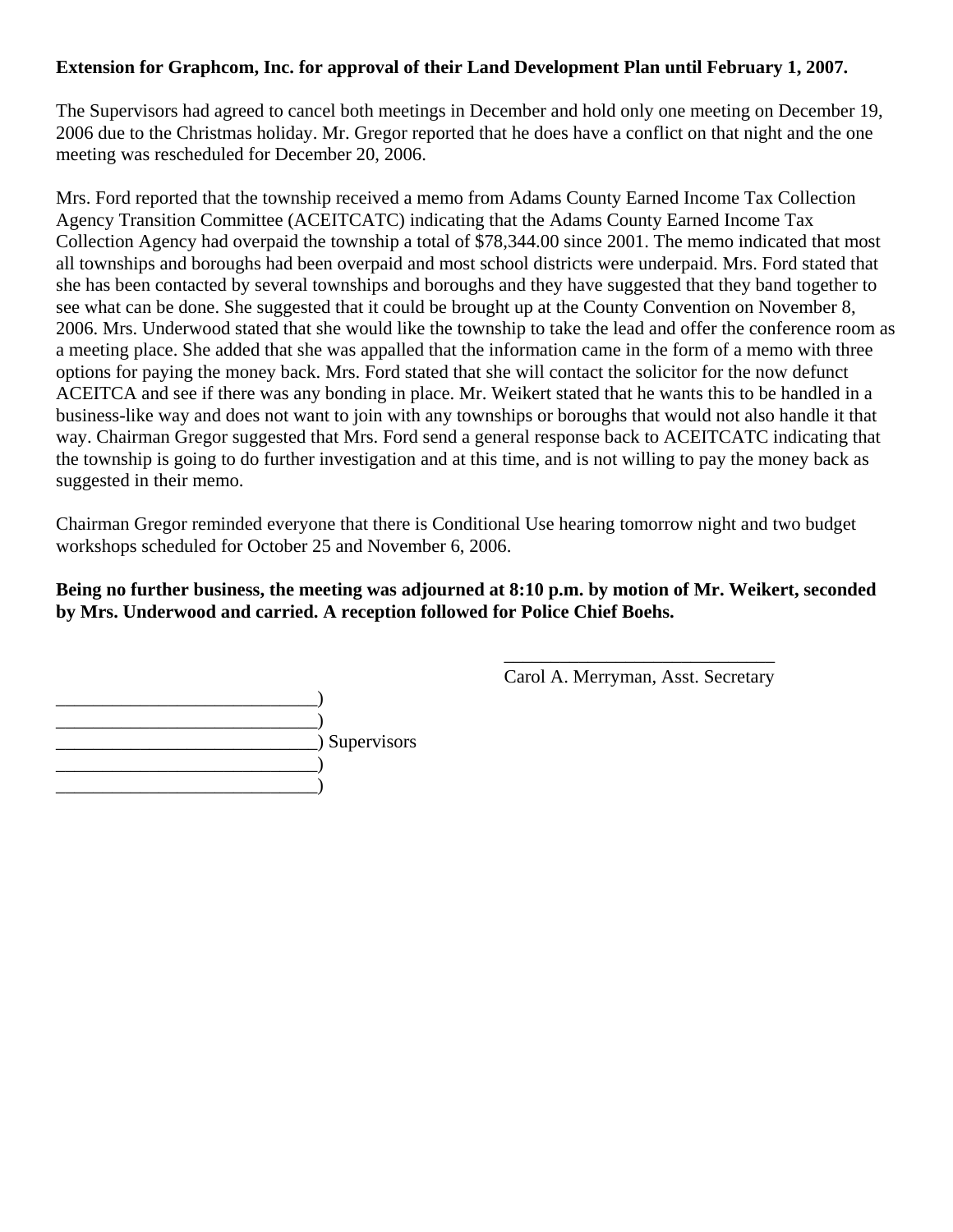**Extension for Graphcom, Inc. for approval of their Land Development Plan until February 1, 2007.**

The Supervisors had agreed to cancel both meetings in December and hold only one meeting on December 19, 2006 due to the Christmas holiday. Mr. Gregor reported that he does have a conflict on that night and the one meeting was rescheduled for December 20, 2006.

Mrs. Ford reported that the township received a memo from Adams County Earned Income Tax Collection Agency Transition Committee (ACEITCATC) indicating that the Adams County Earned Income Tax Collection Agency had overpaid the township a total of $78,344.00 since 2001. The memo indicated that most all townships and boroughs had been overpaid and most school districts were underpaid. Mrs. Ford stated that she has been contacted by several townships and boroughs and they have suggested that they band together to see what can be done. She suggested that it could be brought up at the County Convention on November 8, 2006. Mrs. Underwood stated that she would like the township to take the lead and offer the conference room as a meeting place. She added that she was appalled that the information came in the form of a memo with three options for paying the money back. Mrs. Ford stated that she will contact the solicitor for the now defunct ACEITCA and see if there was any bonding in place. Mr. Weikert stated that he wants this to be handled in a business-like way and does not want to join with any townships or boroughs that would not also handle it that way. Chairman Gregor suggested that Mrs. Ford send a general response back to ACEITCATC indicating that the township is going to do further investigation and at this time, and is not willing to pay the money back as suggested in their memo.

Chairman Gregor reminded everyone that there is Conditional Use hearing tomorrow night and two budget workshops scheduled for October 25 and November 6, 2006.

**Being no further business, the meeting was adjourned at 8:10 p.m. by motion of Mr. Weikert, seconded by Mrs. Underwood and carried. A reception followed for Police Chief Boehs.**

_____________________________
Carol A. Merryman, Asst. Secretary

____________________________)
____________________________)
____________________________) Supervisors
____________________________)
____________________________)